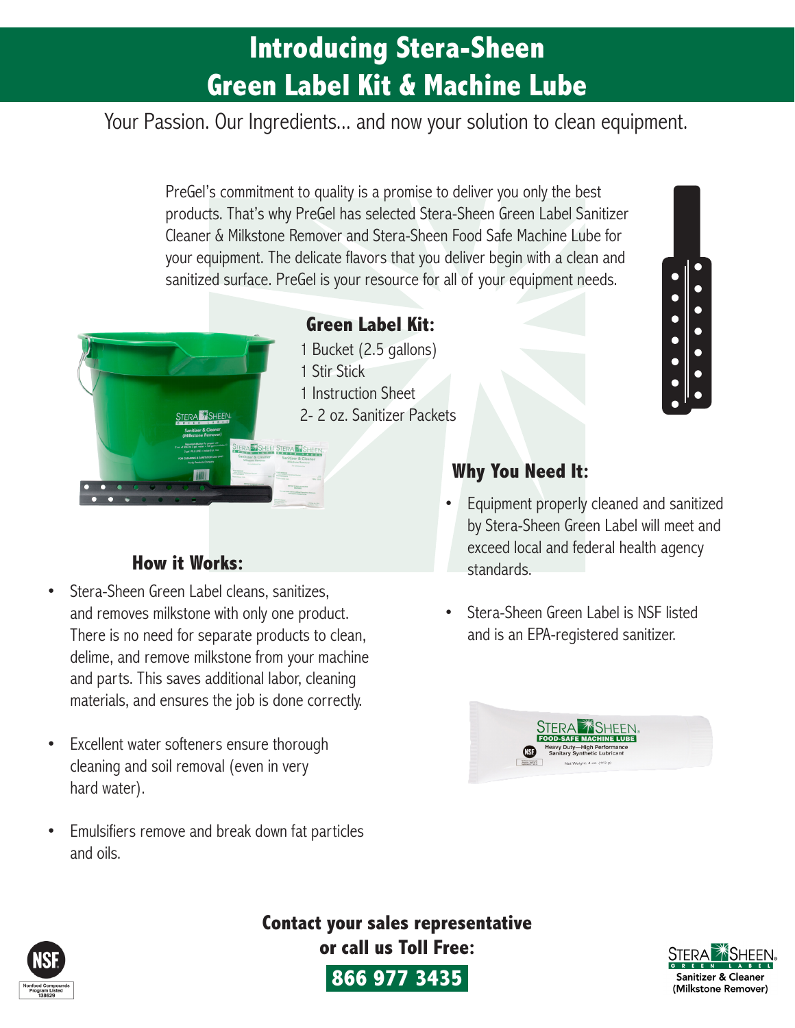# Introducing Stera-Sheen Green Label Kit & Machine Lube

Your Passion. Our Ingredients... and now your solution to clean equipment.

PreGel's commitment to quality is a promise to deliver you only the best products. That's why PreGel has selected Stera-Sheen Green Label Sanitizer Cleaner & Milkstone Remover and Stera-Sheen Food Safe Machine Lube for your equipment. The delicate flavors that you deliver begin with a clean and sanitized surface. PreGel is your resource for all of your equipment needs.

## Green Label Kit:

1 Bucket (2.5 gallons)
1 Stir Stick
1 Instruction Sheet
2- 2 oz. Sanitizer Packets

## How it Works:

- Stera-Sheen Green Label cleans, sanitizes, and removes milkstone with only one product. There is no need for separate products to clean, delime, and remove milkstone from your machine and parts. This saves additional labor, cleaning materials, and ensures the job is done correctly.
- Excellent water softeners ensure thorough cleaning and soil removal (even in very hard water).
- Emulsifiers remove and break down fat particles and oils.

## Why You Need It:

- Equipment properly cleaned and sanitized by Stera-Sheen Green Label will meet and exceed local and federal health agency standards.
- Stera-Sheen Green Label is NSF listed and is an EPA-registered sanitizer.

**Contact your sales representative or call us Toll Free:**

**866 977 3435**

Nonfood Compounds Program Listed 138629

STERA SHEEN GREEN LABEL Sanitizer & Cleaner (Milkstone Remover)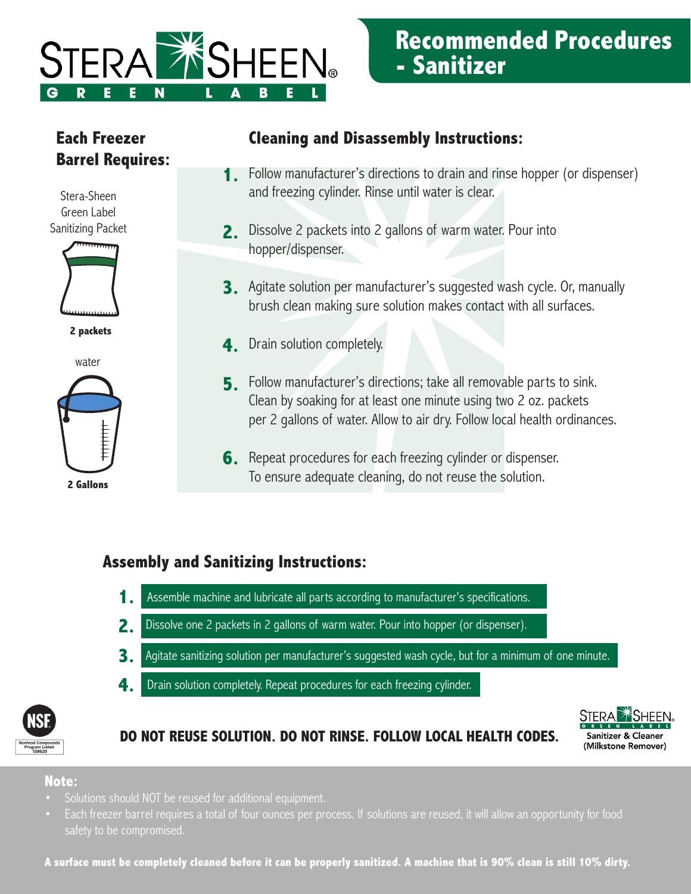STERA SHEEN®
GREEN LABEL

# Recommended Procedures - Sanitizer

## Each Freezer Barrel Requires:

Stera-Sheen Green Label Sanitizing Packet

**2 packets**

water

**2 Gallons**

## Cleaning and Disassembly Instructions:

1. Follow manufacturer's directions to drain and rinse hopper (or dispenser) and freezing cylinder. Rinse until water is clear.
2. Dissolve 2 packets into 2 gallons of warm water. Pour into hopper/dispenser.
3. Agitate solution per manufacturer's suggested wash cycle. Or, manually brush clean making sure solution makes contact with all surfaces.
4. Drain solution completely.
5. Follow manufacturer's directions; take all removable parts to sink. Clean by soaking for at least one minute using two 2 oz. packets per 2 gallons of water. Allow to air dry. Follow local health ordinances.
6. Repeat procedures for each freezing cylinder or dispenser. To ensure adequate cleaning, do not reuse the solution.

## Assembly and Sanitizing Instructions:

1. Assemble machine and lubricate all parts according to manufacturer's specifications.
2. Dissolve one 2 packets in 2 gallons of warm water. Pour into hopper (or dispenser).
3. Agitate sanitizing solution per manufacturer's suggested wash cycle, but for a minimum of one minute.
4. Drain solution completely. Repeat procedures for each freezing cylinder.

NSF Nonfood Compounds Program Listed 138629

**DO NOT REUSE SOLUTION. DO NOT RINSE. FOLLOW LOCAL HEALTH CODES.**

STERA SHEEN GREEN LABEL
Sanitizer & Cleaner (Milkstone Remover)

**Note:**

- Solutions should NOT be reused for additional equipment.
- Each freezer barrel requires a total of four ounces per process. If solutions are reused, it will allow an opportunity for food safety to be compromised.

**A surface must be completely cleaned before it can be properly sanitized. A machine that is 90% clean is still 10% dirty.**